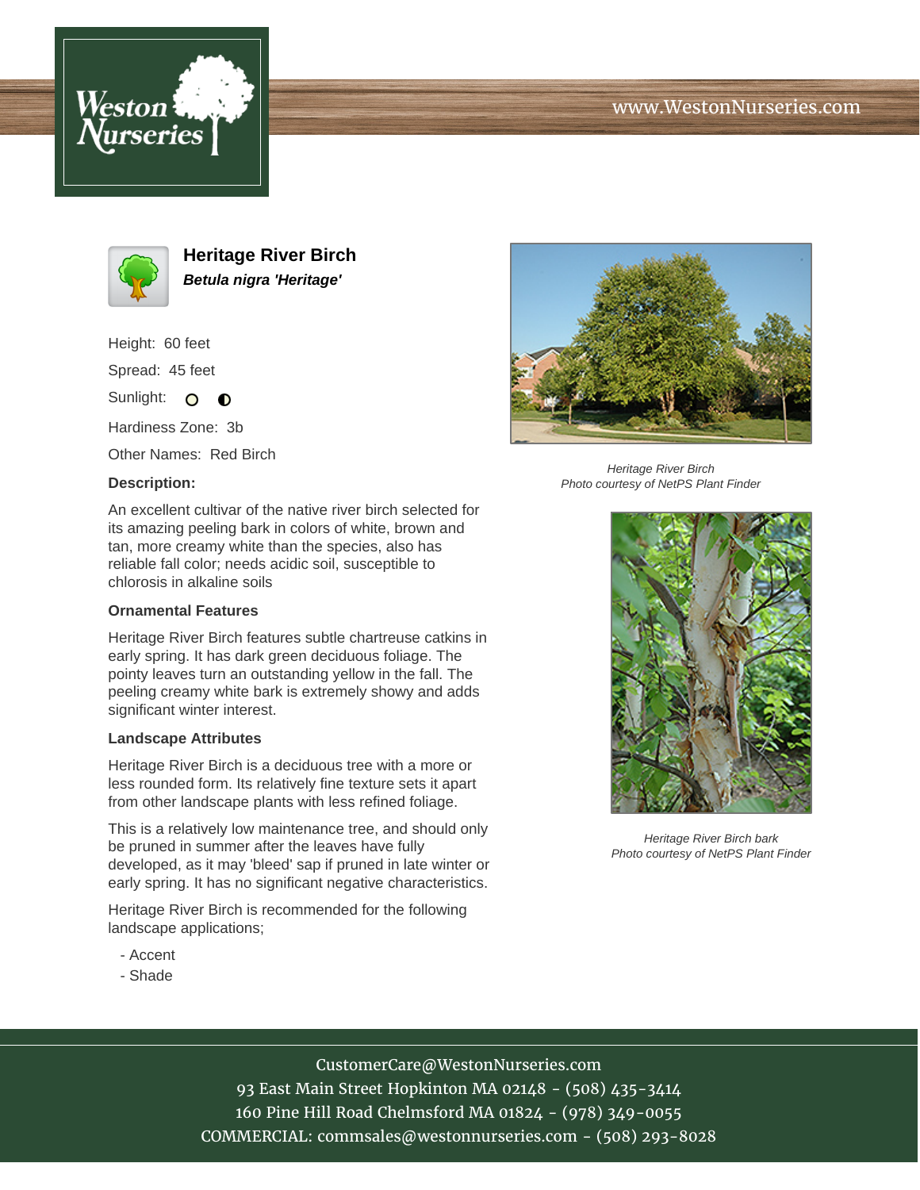# Heritage River Birch

***Betula nigra 'Heritage'***

Height: 60 feet

Spread: 45 feet

Sunlight:

Hardiness Zone: 3b

Other Names: Red Birch

**Description:**

An excellent cultivar of the native river birch selected for its amazing peeling bark in colors of white, brown and tan, more creamy white than the species, also has reliable fall color; needs acidic soil, susceptible to chlorosis in alkaline soils

### Ornamental Features

Heritage River Birch features subtle chartreuse catkins in early spring. It has dark green deciduous foliage. The pointy leaves turn an outstanding yellow in the fall. The peeling creamy white bark is extremely showy and adds significant winter interest.

### Landscape Attributes

Heritage River Birch is a deciduous tree with a more or less rounded form. Its relatively fine texture sets it apart from other landscape plants with less refined foliage.

This is a relatively low maintenance tree, and should only be pruned in summer after the leaves have fully developed, as it may 'bleed' sap if pruned in late winter or early spring. It has no significant negative characteristics.

Heritage River Birch is recommended for the following landscape applications;

- Accent
- Shade

*Heritage River Birch*
*Photo courtesy of NetPS Plant Finder*

*Heritage River Birch bark*
*Photo courtesy of NetPS Plant Finder*

CustomerCare@WestonNurseries.com
93 East Main Street Hopkinton MA 02148 - (508) 435-3414
160 Pine Hill Road Chelmsford MA 01824 - (978) 349-0055
COMMERCIAL: commsales@westonnurseries.com - (508) 293-8028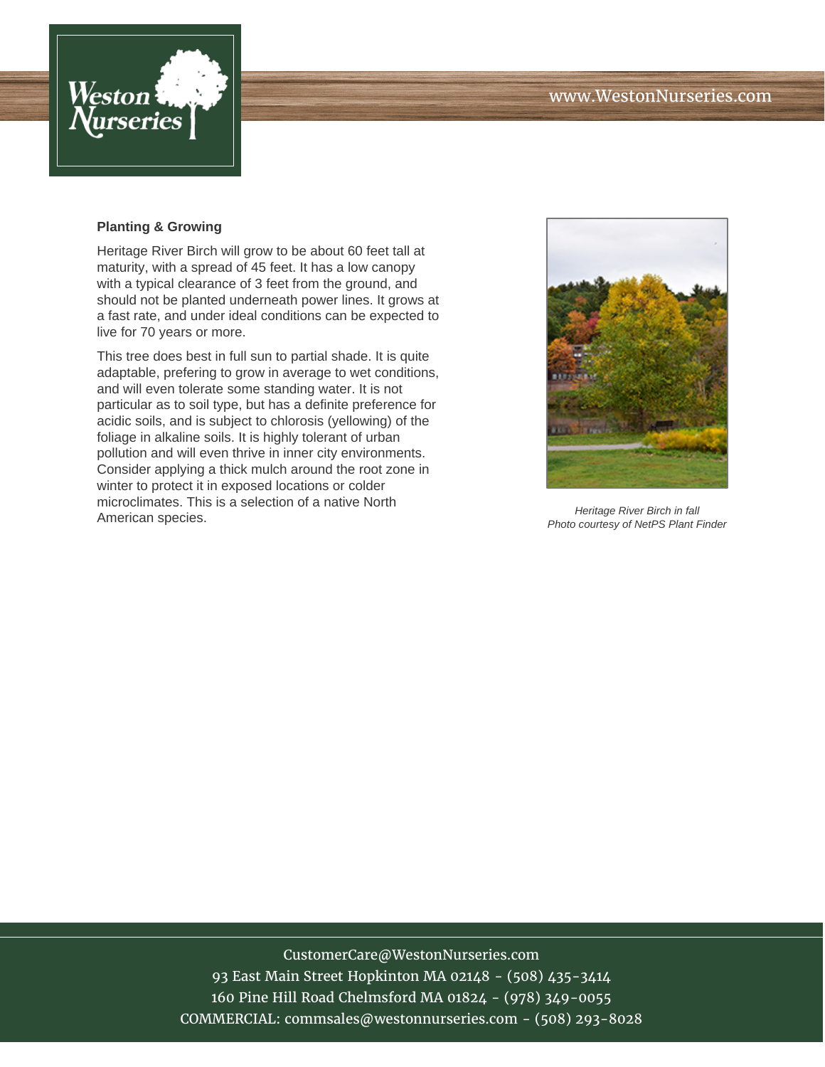### Planting & Growing

Heritage River Birch will grow to be about 60 feet tall at maturity, with a spread of 45 feet. It has a low canopy with a typical clearance of 3 feet from the ground, and should not be planted underneath power lines. It grows at a fast rate, and under ideal conditions can be expected to live for 70 years or more.

This tree does best in full sun to partial shade. It is quite adaptable, prefering to grow in average to wet conditions, and will even tolerate some standing water. It is not particular as to soil type, but has a definite preference for acidic soils, and is subject to chlorosis (yellowing) of the foliage in alkaline soils. It is highly tolerant of urban pollution and will even thrive in inner city environments. Consider applying a thick mulch around the root zone in winter to protect it in exposed locations or colder microclimates. This is a selection of a native North American species.

*Heritage River Birch in fall*
*Photo courtesy of NetPS Plant Finder*

CustomerCare@WestonNurseries.com
93 East Main Street Hopkinton MA 02148 - (508) 435-3414
160 Pine Hill Road Chelmsford MA 01824 - (978) 349-0055
COMMERCIAL: commsales@westonnurseries.com - (508) 293-8028